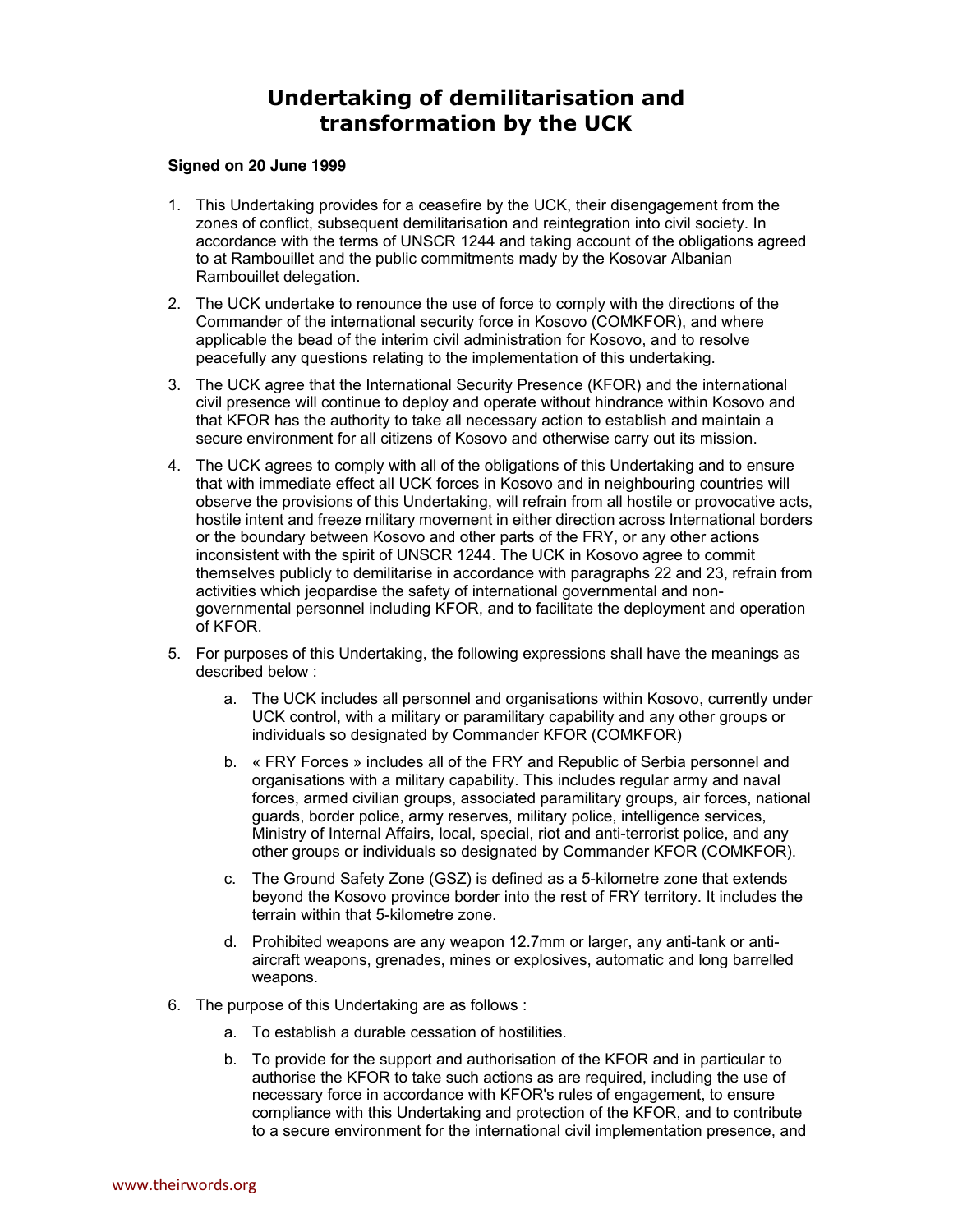# Undertaking of demilitarisation and transformation by the UCK

**Signed on 20 June 1999**

1. This Undertaking provides for a ceasefire by the UCK, their disengagement from the zones of conflict, subsequent demilitarisation and reintegration into civil society. In accordance with the terms of UNSCR 1244 and taking account of the obligations agreed to at Rambouillet and the public commitments mady by the Kosovar Albanian Rambouillet delegation.

2. The UCK undertake to renounce the use of force to comply with the directions of the Commander of the international security force in Kosovo (COMKFOR), and where applicable the bead of the interim civil administration for Kosovo, and to resolve peacefully any questions relating to the implementation of this undertaking.

3. The UCK agree that the International Security Presence (KFOR) and the international civil presence will continue to deploy and operate without hindrance within Kosovo and that KFOR has the authority to take all necessary action to establish and maintain a secure environment for all citizens of Kosovo and otherwise carry out its mission.

4. The UCK agrees to comply with all of the obligations of this Undertaking and to ensure that with immediate effect all UCK forces in Kosovo and in neighbouring countries will observe the provisions of this Undertaking, will refrain from all hostile or provocative acts, hostile intent and freeze military movement in either direction across International borders or the boundary between Kosovo and other parts of the FRY, or any other actions inconsistent with the spirit of UNSCR 1244. The UCK in Kosovo agree to commit themselves publicly to demilitarise in accordance with paragraphs 22 and 23, refrain from activities which jeopardise the safety of international governmental and non-governmental personnel including KFOR, and to facilitate the deployment and operation of KFOR.

5. For purposes of this Undertaking, the following expressions shall have the meanings as described below :

    a. The UCK includes all personnel and organisations within Kosovo, currently under UCK control, with a military or paramilitary capability and any other groups or individuals so designated by Commander KFOR (COMKFOR)

    b. « FRY Forces » includes all of the FRY and Republic of Serbia personnel and organisations with a military capability. This includes regular army and naval forces, armed civilian groups, associated paramilitary groups, air forces, national guards, border police, army reserves, military police, intelligence services, Ministry of Internal Affairs, local, special, riot and anti-terrorist police, and any other groups or individuals so designated by Commander KFOR (COMKFOR).

    c. The Ground Safety Zone (GSZ) is defined as a 5-kilometre zone that extends beyond the Kosovo province border into the rest of FRY territory. It includes the terrain within that 5-kilometre zone.

    d. Prohibited weapons are any weapon 12.7mm or larger, any anti-tank or anti-aircraft weapons, grenades, mines or explosives, automatic and long barrelled weapons.

6. The purpose of this Undertaking are as follows :

    a. To establish a durable cessation of hostilities.

    b. To provide for the support and authorisation of the KFOR and in particular to authorise the KFOR to take such actions as are required, including the use of necessary force in accordance with KFOR's rules of engagement, to ensure compliance with this Undertaking and protection of the KFOR, and to contribute to a secure environment for the international civil implementation presence, and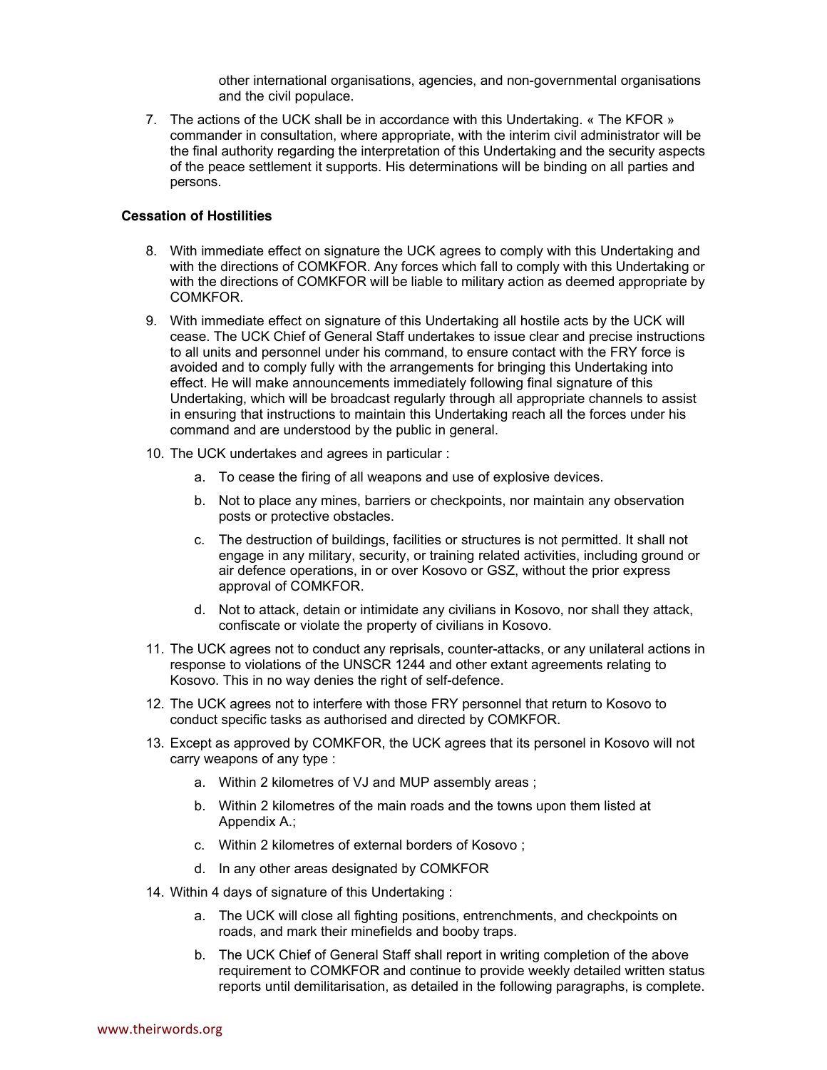other international organisations, agencies, and non-governmental organisations and the civil populace.

7. The actions of the UCK shall be in accordance with this Undertaking. « The KFOR » commander in consultation, where appropriate, with the interim civil administrator will be the final authority regarding the interpretation of this Undertaking and the security aspects of the peace settlement it supports. His determinations will be binding on all parties and persons.

**Cessation of Hostilities**

8. With immediate effect on signature the UCK agrees to comply with this Undertaking and with the directions of COMKFOR. Any forces which fail to comply with this Undertaking or with the directions of COMKFOR will be liable to military action as deemed appropriate by COMKFOR.

9. With immediate effect on signature of this Undertaking all hostile acts by the UCK will cease. The UCK Chief of General Staff undertakes to issue clear and precise instructions to all units and personnel under his command, to ensure contact with the FRY force is avoided and to comply fully with the arrangements for bringing this Undertaking into effect. He will make announcements immediately following final signature of this Undertaking, which will be broadcast regularly through all appropriate channels to assist in ensuring that instructions to maintain this Undertaking reach all the forces under his command and are understood by the public in general.

10. The UCK undertakes and agrees in particular :

    a. To cease the firing of all weapons and use of explosive devices.

    b. Not to place any mines, barriers or checkpoints, nor maintain any observation posts or protective obstacles.

    c. The destruction of buildings, facilities or structures is not permitted. It shall not engage in any military, security, or training related activities, including ground or air defence operations, in or over Kosovo or GSZ, without the prior express approval of COMKFOR.

    d. Not to attack, detain or intimidate any civilians in Kosovo, nor shall they attack, confiscate or violate the property of civilians in Kosovo.

11. The UCK agrees not to conduct any reprisals, counter-attacks, or any unilateral actions in response to violations of the UNSCR 1244 and other extant agreements relating to Kosovo. This in no way denies the right of self-defence.

12. The UCK agrees not to interfere with those FRY personnel that return to Kosovo to conduct specific tasks as authorised and directed by COMKFOR.

13. Except as approved by COMKFOR, the UCK agrees that its personel in Kosovo will not carry weapons of any type :

    a. Within 2 kilometres of VJ and MUP assembly areas ;

    b. Within 2 kilometres of the main roads and the towns upon them listed at Appendix A.;

    c. Within 2 kilometres of external borders of Kosovo ;

    d. In any other areas designated by COMKFOR

14. Within 4 days of signature of this Undertaking :

    a. The UCK will close all fighting positions, entrenchments, and checkpoints on roads, and mark their minefields and booby traps.

    b. The UCK Chief of General Staff shall report in writing completion of the above requirement to COMKFOR and continue to provide weekly detailed written status reports until demilitarisation, as detailed in the following paragraphs, is complete.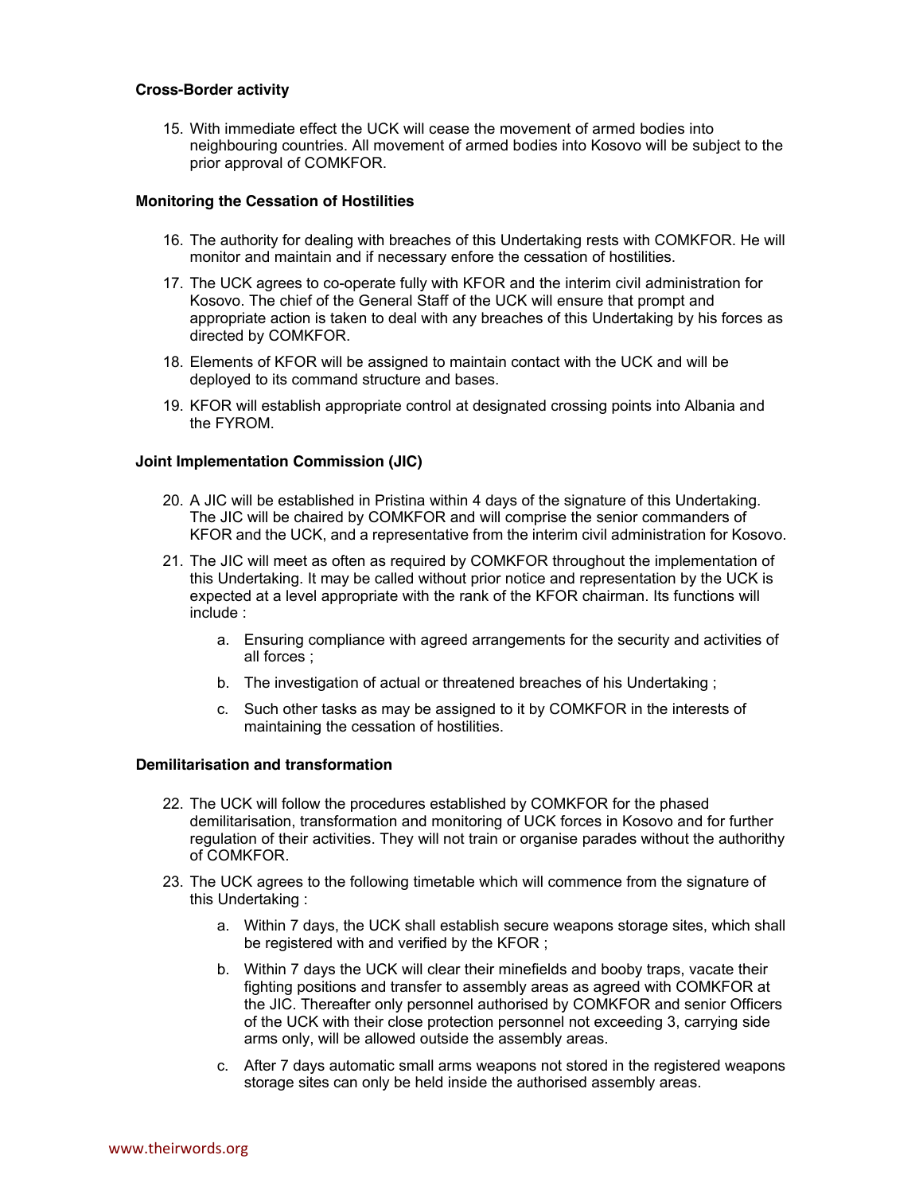**Cross-Border activity**

15. With immediate effect the UCK will cease the movement of armed bodies into neighbouring countries. All movement of armed bodies into Kosovo will be subject to the prior approval of COMKFOR.

**Monitoring the Cessation of Hostilities**

16. The authority for dealing with breaches of this Undertaking rests with COMKFOR. He will monitor and maintain and if necessary enfore the cessation of hostilities.
17. The UCK agrees to co-operate fully with KFOR and the interim civil administration for Kosovo. The chief of the General Staff of the UCK will ensure that prompt and appropriate action is taken to deal with any breaches of this Undertaking by his forces as directed by COMKFOR.
18. Elements of KFOR will be assigned to maintain contact with the UCK and will be deployed to its command structure and bases.
19. KFOR will establish appropriate control at designated crossing points into Albania and the FYROM.

**Joint Implementation Commission (JIC)**

20. A JIC will be established in Pristina within 4 days of the signature of this Undertaking. The JIC will be chaired by COMKFOR and will comprise the senior commanders of KFOR and the UCK, and a representative from the interim civil administration for Kosovo.
21. The JIC will meet as often as required by COMKFOR throughout the implementation of this Undertaking. It may be called without prior notice and representation by the UCK is expected at a level appropriate with the rank of the KFOR chairman. Its functions will include :
    a. Ensuring compliance with agreed arrangements for the security and activities of all forces ;
    b. The investigation of actual or threatened breaches of his Undertaking ;
    c. Such other tasks as may be assigned to it by COMKFOR in the interests of maintaining the cessation of hostilities.

**Demilitarisation and transformation**

22. The UCK will follow the procedures established by COMKFOR for the phased demilitarisation, transformation and monitoring of UCK forces in Kosovo and for further regulation of their activities. They will not train or organise parades without the authorithy of COMKFOR.
23. The UCK agrees to the following timetable which will commence from the signature of this Undertaking :
    a. Within 7 days, the UCK shall establish secure weapons storage sites, which shall be registered with and verified by the KFOR ;
    b. Within 7 days the UCK will clear their minefields and booby traps, vacate their fighting positions and transfer to assembly areas as agreed with COMKFOR at the JIC. Thereafter only personnel authorised by COMKFOR and senior Officers of the UCK with their close protection personnel not exceeding 3, carrying side arms only, will be allowed outside the assembly areas.
    c. After 7 days automatic small arms weapons not stored in the registered weapons storage sites can only be held inside the authorised assembly areas.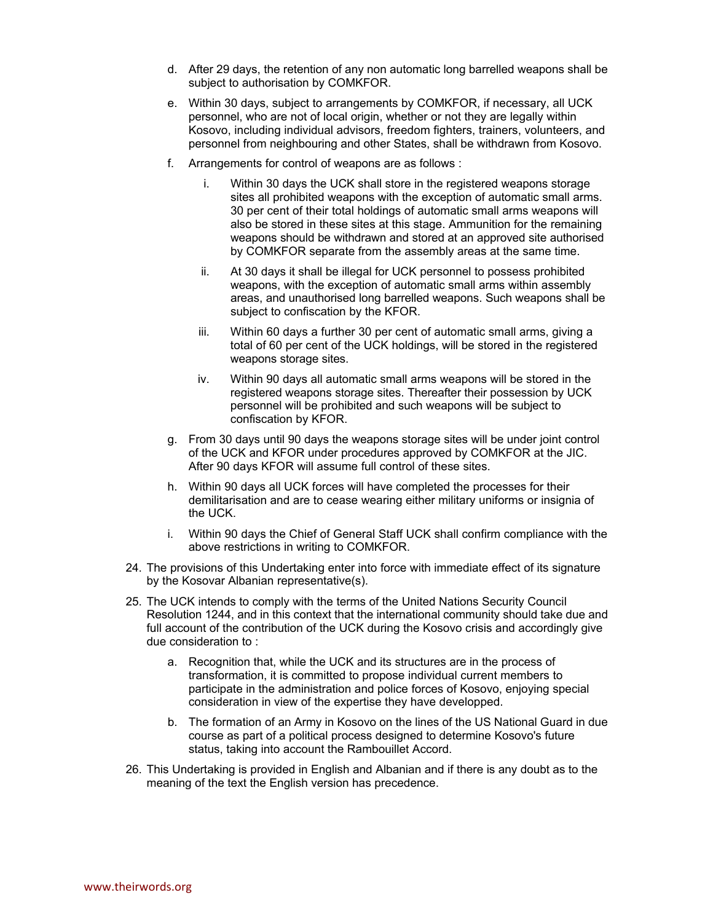d. After 29 days, the retention of any non automatic long barrelled weapons shall be subject to authorisation by COMKFOR.

e. Within 30 days, subject to arrangements by COMKFOR, if necessary, all UCK personnel, who are not of local origin, whether or not they are legally within Kosovo, including individual advisors, freedom fighters, trainers, volunteers, and personnel from neighbouring and other States, shall be withdrawn from Kosovo.

f. Arrangements for control of weapons are as follows :

   i. Within 30 days the UCK shall store in the registered weapons storage sites all prohibited weapons with the exception of automatic small arms. 30 per cent of their total holdings of automatic small arms weapons will also be stored in these sites at this stage. Ammunition for the remaining weapons should be withdrawn and stored at an approved site authorised by COMKFOR separate from the assembly areas at the same time.

   ii. At 30 days it shall be illegal for UCK personnel to possess prohibited weapons, with the exception of automatic small arms within assembly areas, and unauthorised long barrelled weapons. Such weapons shall be subject to confiscation by the KFOR.

   iii. Within 60 days a further 30 per cent of automatic small arms, giving a total of 60 per cent of the UCK holdings, will be stored in the registered weapons storage sites.

   iv. Within 90 days all automatic small arms weapons will be stored in the registered weapons storage sites. Thereafter their possession by UCK personnel will be prohibited and such weapons will be subject to confiscation by KFOR.

g. From 30 days until 90 days the weapons storage sites will be under joint control of the UCK and KFOR under procedures approved by COMKFOR at the JIC. After 90 days KFOR will assume full control of these sites.

h. Within 90 days all UCK forces will have completed the processes for their demilitarisation and are to cease wearing either military uniforms or insignia of the UCK.

i. Within 90 days the Chief of General Staff UCK shall confirm compliance with the above restrictions in writing to COMKFOR.

24. The provisions of this Undertaking enter into force with immediate effect of its signature by the Kosovar Albanian representative(s).

25. The UCK intends to comply with the terms of the United Nations Security Council Resolution 1244, and in this context that the international community should take due and full account of the contribution of the UCK during the Kosovo crisis and accordingly give due consideration to :

   a. Recognition that, while the UCK and its structures are in the process of transformation, it is committed to propose individual current members to participate in the administration and police forces of Kosovo, enjoying special consideration in view of the expertise they have developped.

   b. The formation of an Army in Kosovo on the lines of the US National Guard in due course as part of a political process designed to determine Kosovo's future status, taking into account the Rambouillet Accord.

26. This Undertaking is provided in English and Albanian and if there is any doubt as to the meaning of the text the English version has precedence.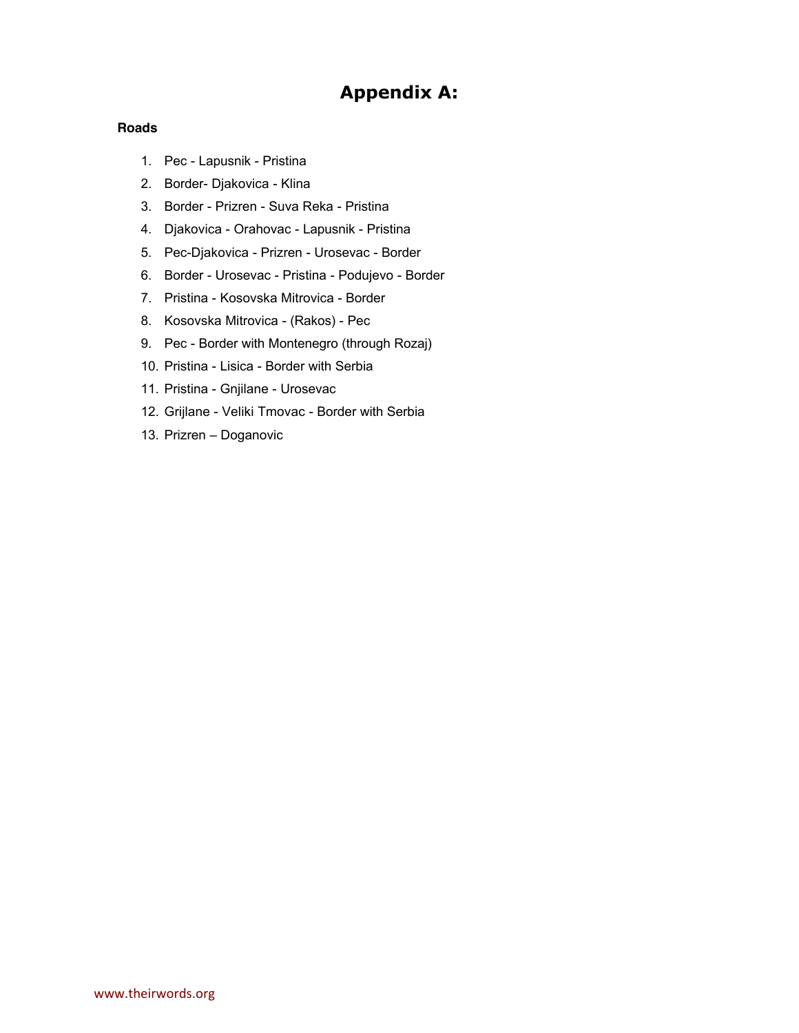# Appendix A:

**Roads**

1. Pec - Lapusnik - Pristina
2. Border- Djakovica - Klina
3. Border - Prizren - Suva Reka - Pristina
4. Djakovica - Orahovac - Lapusnik - Pristina
5. Pec-Djakovica - Prizren - Urosevac - Border
6. Border - Urosevac - Pristina - Podujevo - Border
7. Pristina - Kosovska Mitrovica - Border
8. Kosovska Mitrovica - (Rakos) - Pec
9. Pec - Border with Montenegro (through Rozaj)
10. Pristina - Lisica - Border with Serbia
11. Pristina - Gnjilane - Urosevac
12. Grijlane - Veliki Tmovac - Border with Serbia
13. Prizren – Doganovic